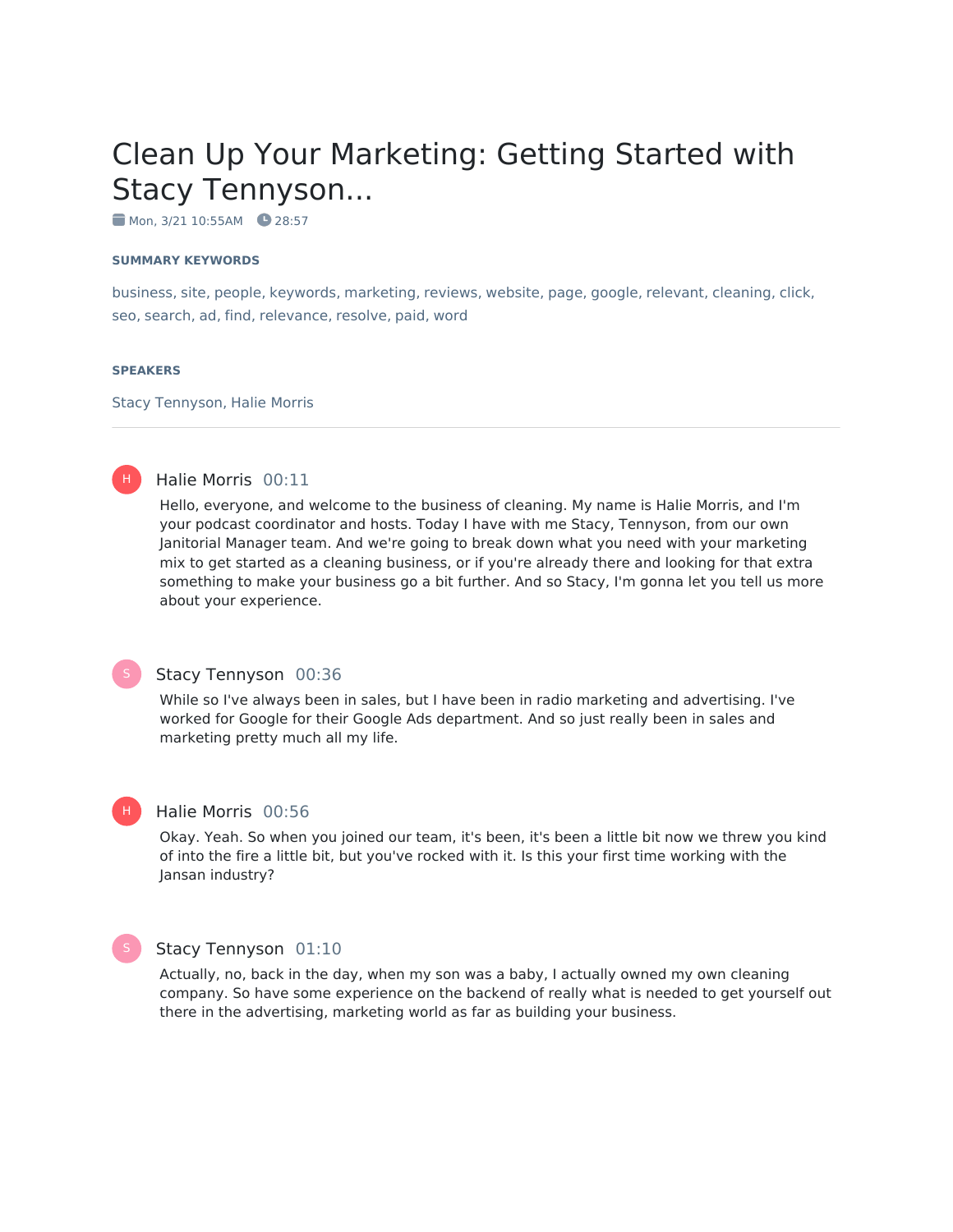# Clean Up Your Marketing: Getting Started with Stacy Tennyson...

Mon, 3/21 10:55AM · 28:57

### SUMMARY KEYWORDS

business, site, people, keywords, marketing, reviews, website, page, google, relevant, cleaning, click, seo, search, ad, find, relevance, resolve, paid, word

### SPEAKERS

Stacy Tennyson, Halie Morris

---

**Halie Morris** 00:11

Hello, everyone, and welcome to the business of cleaning. My name is Halie Morris, and I'm your podcast coordinator and hosts. Today I have with me Stacy, Tennyson, from our own Janitorial Manager team. And we're going to break down what you need with your marketing mix to get started as a cleaning business, or if you're already there and looking for that extra something to make your business go a bit further. And so Stacy, I'm gonna let you tell us more about your experience.

**Stacy Tennyson** 00:36

While so I've always been in sales, but I have been in radio marketing and advertising. I've worked for Google for their Google Ads department. And so just really been in sales and marketing pretty much all my life.

**Halie Morris** 00:56

Okay. Yeah. So when you joined our team, it's been, it's been a little bit now we threw you kind of into the fire a little bit, but you've rocked with it. Is this your first time working with the Jansan industry?

**Stacy Tennyson** 01:10

Actually, no, back in the day, when my son was a baby, I actually owned my own cleaning company. So have some experience on the backend of really what is needed to get yourself out there in the advertising, marketing world as far as building your business.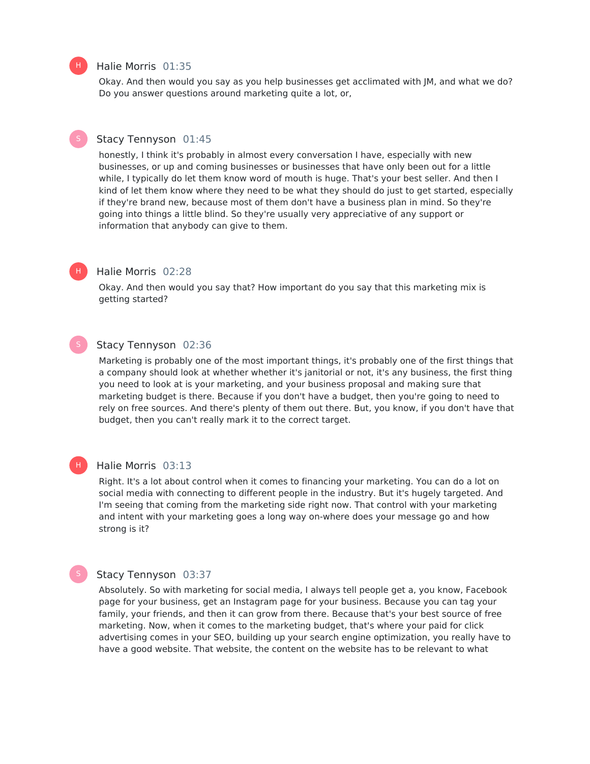**Halie Morris** 01:35

Okay. And then would you say as you help businesses get acclimated with JM, and what we do? Do you answer questions around marketing quite a lot, or,

**Stacy Tennyson** 01:45

honestly, I think it's probably in almost every conversation I have, especially with new businesses, or up and coming businesses or businesses that have only been out for a little while, I typically do let them know word of mouth is huge. That's your best seller. And then I kind of let them know where they need to be what they should do just to get started, especially if they're brand new, because most of them don't have a business plan in mind. So they're going into things a little blind. So they're usually very appreciative of any support or information that anybody can give to them.

**Halie Morris** 02:28

Okay. And then would you say that? How important do you say that this marketing mix is getting started?

**Stacy Tennyson** 02:36

Marketing is probably one of the most important things, it's probably one of the first things that a company should look at whether whether it's janitorial or not, it's any business, the first thing you need to look at is your marketing, and your business proposal and making sure that marketing budget is there. Because if you don't have a budget, then you're going to need to rely on free sources. And there's plenty of them out there. But, you know, if you don't have that budget, then you can't really mark it to the correct target.

**Halie Morris** 03:13

Right. It's a lot about control when it comes to financing your marketing. You can do a lot on social media with connecting to different people in the industry. But it's hugely targeted. And I'm seeing that coming from the marketing side right now. That control with your marketing and intent with your marketing goes a long way on-where does your message go and how strong is it?

**Stacy Tennyson** 03:37

Absolutely. So with marketing for social media, I always tell people get a, you know, Facebook page for your business, get an Instagram page for your business. Because you can tag your family, your friends, and then it can grow from there. Because that's your best source of free marketing. Now, when it comes to the marketing budget, that's where your paid for click advertising comes in your SEO, building up your search engine optimization, you really have to have a good website. That website, the content on the website has to be relevant to what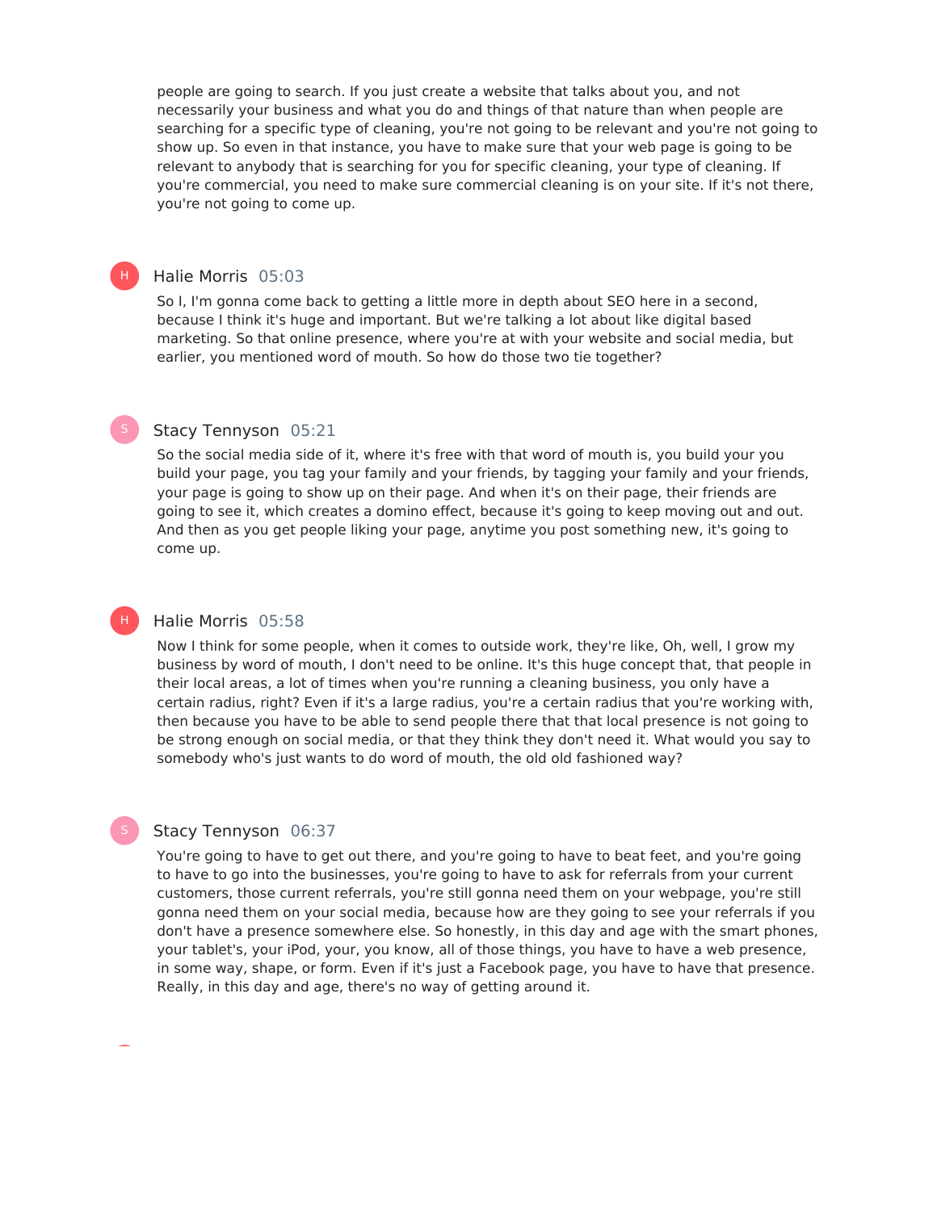people are going to search. If you just create a website that talks about you, and not necessarily your business and what you do and things of that nature than when people are searching for a specific type of cleaning, you're not going to be relevant and you're not going to show up. So even in that instance, you have to make sure that your web page is going to be relevant to anybody that is searching for you for specific cleaning, your type of cleaning. If you're commercial, you need to make sure commercial cleaning is on your site. If it's not there, you're not going to come up.

**Halie Morris** 05:03

So I, I'm gonna come back to getting a little more in depth about SEO here in a second, because I think it's huge and important. But we're talking a lot about like digital based marketing. So that online presence, where you're at with your website and social media, but earlier, you mentioned word of mouth. So how do those two tie together?

**Stacy Tennyson** 05:21

So the social media side of it, where it's free with that word of mouth is, you build your you build your page, you tag your family and your friends, by tagging your family and your friends, your page is going to show up on their page. And when it's on their page, their friends are going to see it, which creates a domino effect, because it's going to keep moving out and out. And then as you get people liking your page, anytime you post something new, it's going to come up.

**Halie Morris** 05:58

Now I think for some people, when it comes to outside work, they're like, Oh, well, I grow my business by word of mouth, I don't need to be online. It's this huge concept that, that people in their local areas, a lot of times when you're running a cleaning business, you only have a certain radius, right? Even if it's a large radius, you're a certain radius that you're working with, then because you have to be able to send people there that that local presence is not going to be strong enough on social media, or that they think they don't need it. What would you say to somebody who's just wants to do word of mouth, the old old fashioned way?

**Stacy Tennyson** 06:37

You're going to have to get out there, and you're going to have to beat feet, and you're going to have to go into the businesses, you're going to have to ask for referrals from your current customers, those current referrals, you're still gonna need them on your webpage, you're still gonna need them on your social media, because how are they going to see your referrals if you don't have a presence somewhere else. So honestly, in this day and age with the smart phones, your tablet's, your iPod, your, you know, all of those things, you have to have a web presence, in some way, shape, or form. Even if it's just a Facebook page, you have to have that presence. Really, in this day and age, there's no way of getting around it.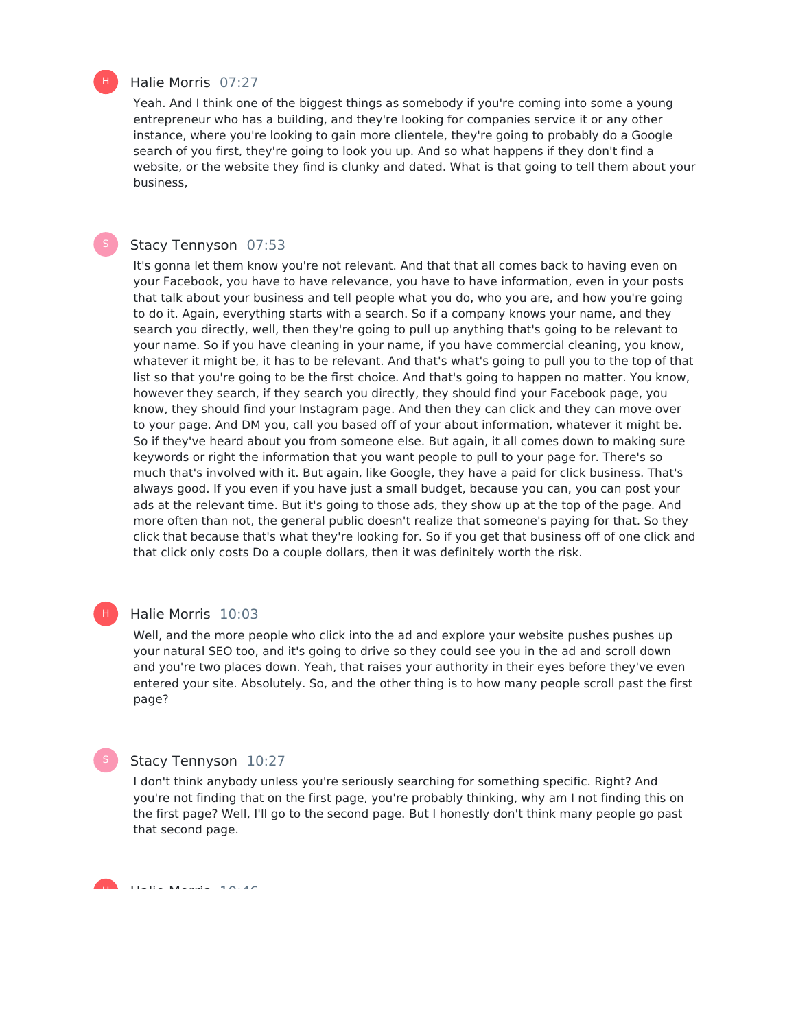**Halie Morris** 07:27

Yeah. And I think one of the biggest things as somebody if you're coming into some a young entrepreneur who has a building, and they're looking for companies service it or any other instance, where you're looking to gain more clientele, they're going to probably do a Google search of you first, they're going to look you up. And so what happens if they don't find a website, or the website they find is clunky and dated. What is that going to tell them about your business,

**Stacy Tennyson** 07:53

It's gonna let them know you're not relevant. And that that all comes back to having even on your Facebook, you have to have relevance, you have to have information, even in your posts that talk about your business and tell people what you do, who you are, and how you're going to do it. Again, everything starts with a search. So if a company knows your name, and they search you directly, well, then they're going to pull up anything that's going to be relevant to your name. So if you have cleaning in your name, if you have commercial cleaning, you know, whatever it might be, it has to be relevant. And that's what's going to pull you to the top of that list so that you're going to be the first choice. And that's going to happen no matter. You know, however they search, if they search you directly, they should find your Facebook page, you know, they should find your Instagram page. And then they can click and they can move over to your page. And DM you, call you based off of your about information, whatever it might be. So if they've heard about you from someone else. But again, it all comes down to making sure keywords or right the information that you want people to pull to your page for. There's so much that's involved with it. But again, like Google, they have a paid for click business. That's always good. If you even if you have just a small budget, because you can, you can post your ads at the relevant time. But it's going to those ads, they show up at the top of the page. And more often than not, the general public doesn't realize that someone's paying for that. So they click that because that's what they're looking for. So if you get that business off of one click and that click only costs Do a couple dollars, then it was definitely worth the risk.

**Halie Morris** 10:03

Well, and the more people who click into the ad and explore your website pushes pushes up your natural SEO too, and it's going to drive so they could see you in the ad and scroll down and you're two places down. Yeah, that raises your authority in their eyes before they've even entered your site. Absolutely. So, and the other thing is to how many people scroll past the first page?

**Stacy Tennyson** 10:27

I don't think anybody unless you're seriously searching for something specific. Right? And you're not finding that on the first page, you're probably thinking, why am I not finding this on the first page? Well, I'll go to the second page. But I honestly don't think many people go past that second page.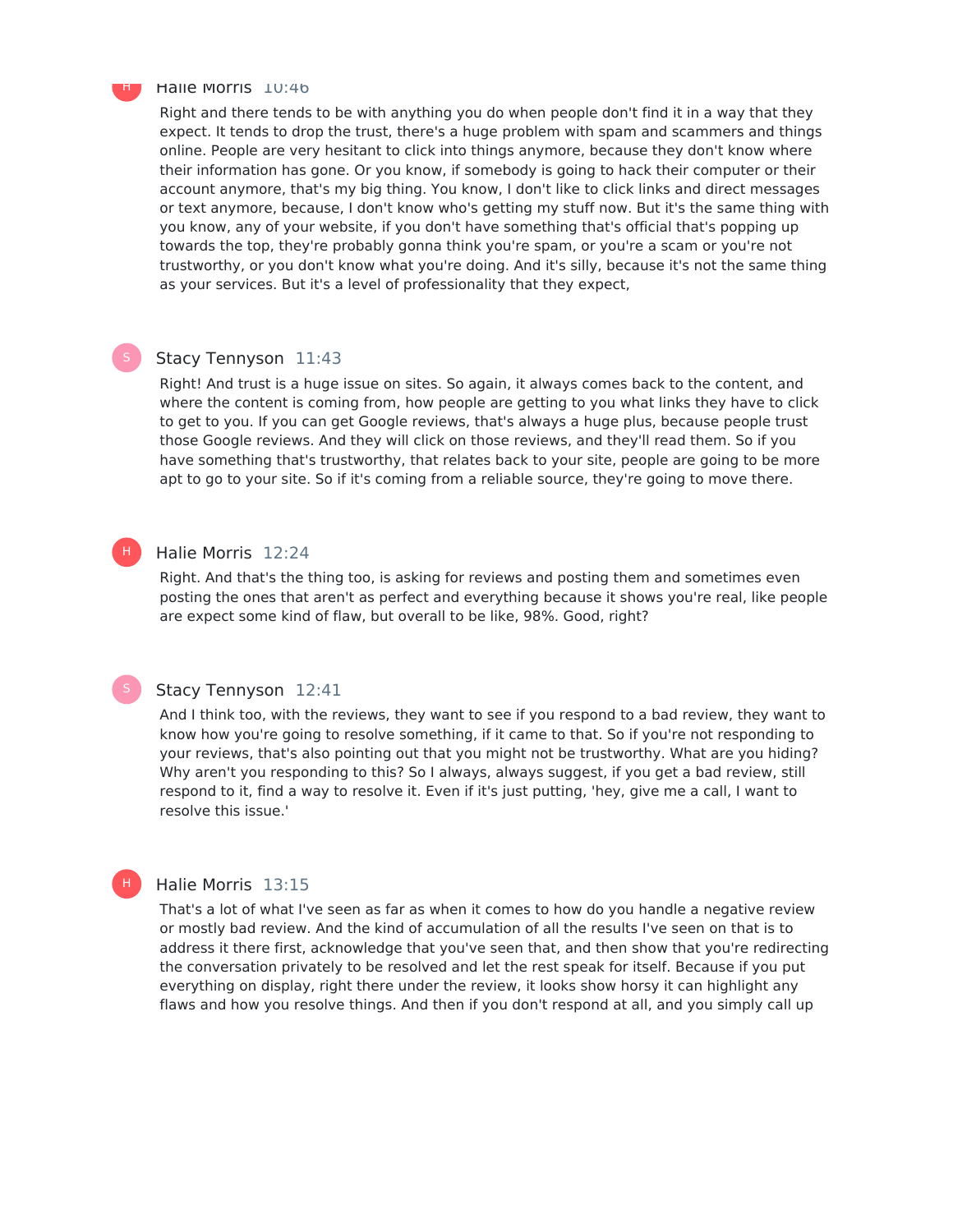Halie Morris 10:46

Right and there tends to be with anything you do when people don't find it in a way that they expect. It tends to drop the trust, there's a huge problem with spam and scammers and things online. People are very hesitant to click into things anymore, because they don't know where their information has gone. Or you know, if somebody is going to hack their computer or their account anymore, that's my big thing. You know, I don't like to click links and direct messages or text anymore, because, I don't know who's getting my stuff now. But it's the same thing with you know, any of your website, if you don't have something that's official that's popping up towards the top, they're probably gonna think you're spam, or you're a scam or you're not trustworthy, or you don't know what you're doing. And it's silly, because it's not the same thing as your services. But it's a level of professionality that they expect,

Stacy Tennyson 11:43

Right! And trust is a huge issue on sites. So again, it always comes back to the content, and where the content is coming from, how people are getting to you what links they have to click to get to you. If you can get Google reviews, that's always a huge plus, because people trust those Google reviews. And they will click on those reviews, and they'll read them. So if you have something that's trustworthy, that relates back to your site, people are going to be more apt to go to your site. So if it's coming from a reliable source, they're going to move there.

Halie Morris 12:24

Right. And that's the thing too, is asking for reviews and posting them and sometimes even posting the ones that aren't as perfect and everything because it shows you're real, like people are expect some kind of flaw, but overall to be like, 98%. Good, right?

Stacy Tennyson 12:41

And I think too, with the reviews, they want to see if you respond to a bad review, they want to know how you're going to resolve something, if it came to that. So if you're not responding to your reviews, that's also pointing out that you might not be trustworthy. What are you hiding? Why aren't you responding to this? So I always, always suggest, if you get a bad review, still respond to it, find a way to resolve it. Even if it's just putting, 'hey, give me a call, I want to resolve this issue.'

Halie Morris 13:15

That's a lot of what I've seen as far as when it comes to how do you handle a negative review or mostly bad review. And the kind of accumulation of all the results I've seen on that is to address it there first, acknowledge that you've seen that, and then show that you're redirecting the conversation privately to be resolved and let the rest speak for itself. Because if you put everything on display, right there under the review, it looks show horsy it can highlight any flaws and how you resolve things. And then if you don't respond at all, and you simply call up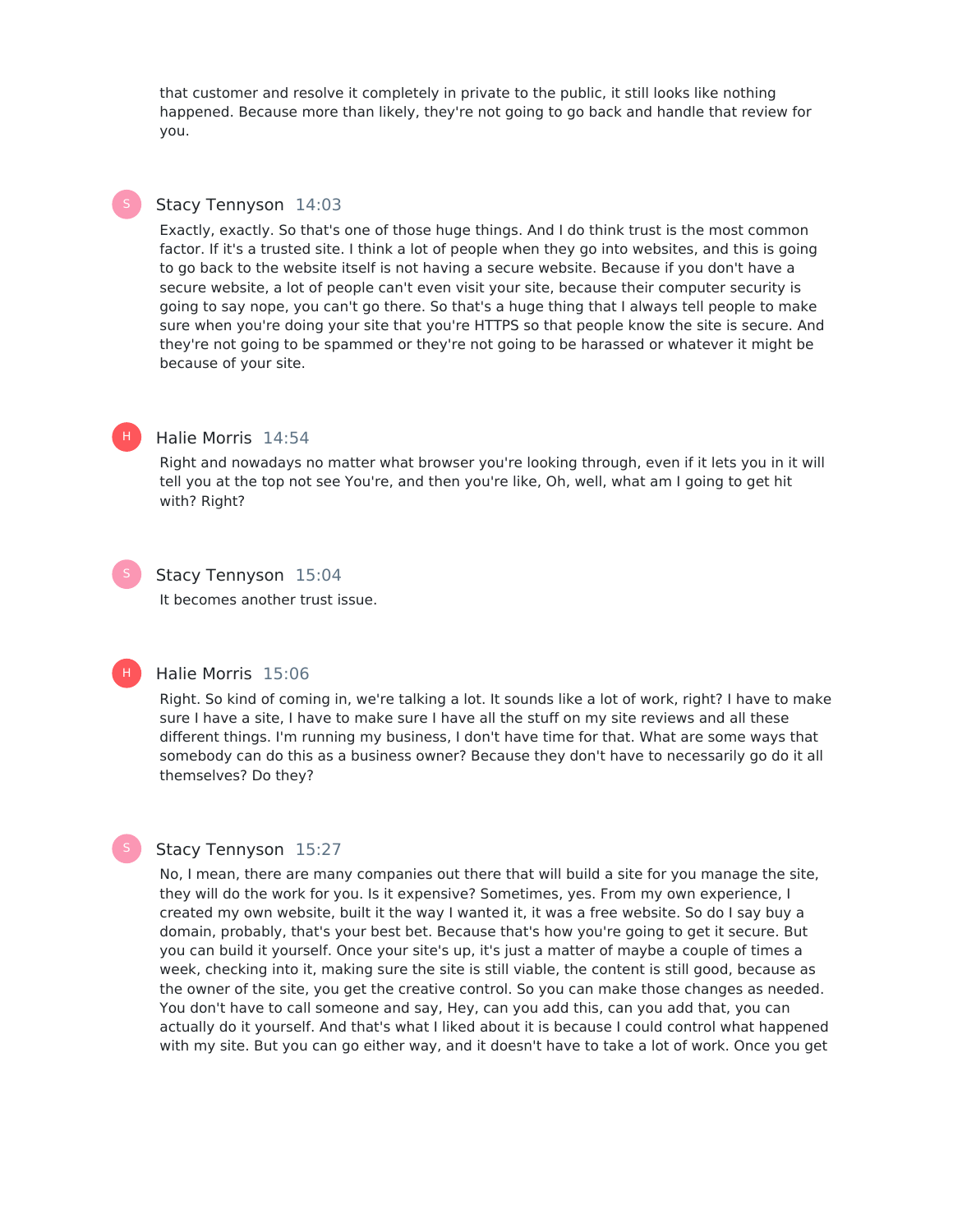that customer and resolve it completely in private to the public, it still looks like nothing happened. Because more than likely, they're not going to go back and handle that review for you.

S **Stacy Tennyson** 14:03

Exactly, exactly. So that's one of those huge things. And I do think trust is the most common factor. If it's a trusted site. I think a lot of people when they go into websites, and this is going to go back to the website itself is not having a secure website. Because if you don't have a secure website, a lot of people can't even visit your site, because their computer security is going to say nope, you can't go there. So that's a huge thing that I always tell people to make sure when you're doing your site that you're HTTPS so that people know the site is secure. And they're not going to be spammed or they're not going to be harassed or whatever it might be because of your site.

H **Halie Morris** 14:54

Right and nowadays no matter what browser you're looking through, even if it lets you in it will tell you at the top not see You're, and then you're like, Oh, well, what am I going to get hit with? Right?

S **Stacy Tennyson** 15:04

It becomes another trust issue.

H **Halie Morris** 15:06

Right. So kind of coming in, we're talking a lot. It sounds like a lot of work, right? I have to make sure I have a site, I have to make sure I have all the stuff on my site reviews and all these different things. I'm running my business, I don't have time for that. What are some ways that somebody can do this as a business owner? Because they don't have to necessarily go do it all themselves? Do they?

S **Stacy Tennyson** 15:27

No, I mean, there are many companies out there that will build a site for you manage the site, they will do the work for you. Is it expensive? Sometimes, yes. From my own experience, I created my own website, built it the way I wanted it, it was a free website. So do I say buy a domain, probably, that's your best bet. Because that's how you're going to get it secure. But you can build it yourself. Once your site's up, it's just a matter of maybe a couple of times a week, checking into it, making sure the site is still viable, the content is still good, because as the owner of the site, you get the creative control. So you can make those changes as needed. You don't have to call someone and say, Hey, can you add this, can you add that, you can actually do it yourself. And that's what I liked about it is because I could control what happened with my site. But you can go either way, and it doesn't have to take a lot of work. Once you get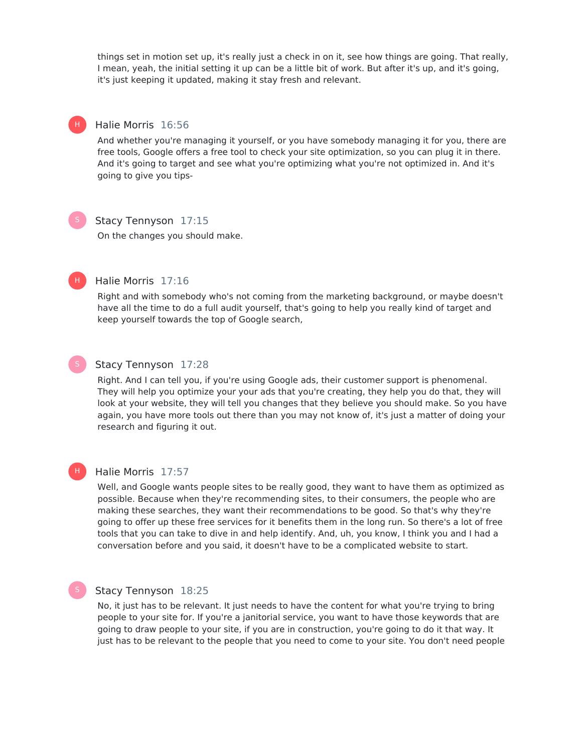things set in motion set up, it's really just a check in on it, see how things are going. That really, I mean, yeah, the initial setting it up can be a little bit of work. But after it's up, and it's going, it's just keeping it updated, making it stay fresh and relevant.

**Halie Morris** 16:56

And whether you're managing it yourself, or you have somebody managing it for you, there are free tools, Google offers a free tool to check your site optimization, so you can plug it in there. And it's going to target and see what you're optimizing what you're not optimized in. And it's going to give you tips-

**Stacy Tennyson** 17:15

On the changes you should make.

**Halie Morris** 17:16

Right and with somebody who's not coming from the marketing background, or maybe doesn't have all the time to do a full audit yourself, that's going to help you really kind of target and keep yourself towards the top of Google search,

**Stacy Tennyson** 17:28

Right. And I can tell you, if you're using Google ads, their customer support is phenomenal. They will help you optimize your your ads that you're creating, they help you do that, they will look at your website, they will tell you changes that they believe you should make. So you have again, you have more tools out there than you may not know of, it's just a matter of doing your research and figuring it out.

**Halie Morris** 17:57

Well, and Google wants people sites to be really good, they want to have them as optimized as possible. Because when they're recommending sites, to their consumers, the people who are making these searches, they want their recommendations to be good. So that's why they're going to offer up these free services for it benefits them in the long run. So there's a lot of free tools that you can take to dive in and help identify. And, uh, you know, I think you and I had a conversation before and you said, it doesn't have to be a complicated website to start.

**Stacy Tennyson** 18:25

No, it just has to be relevant. It just needs to have the content for what you're trying to bring people to your site for. If you're a janitorial service, you want to have those keywords that are going to draw people to your site, if you are in construction, you're going to do it that way. It just has to be relevant to the people that you need to come to your site. You don't need people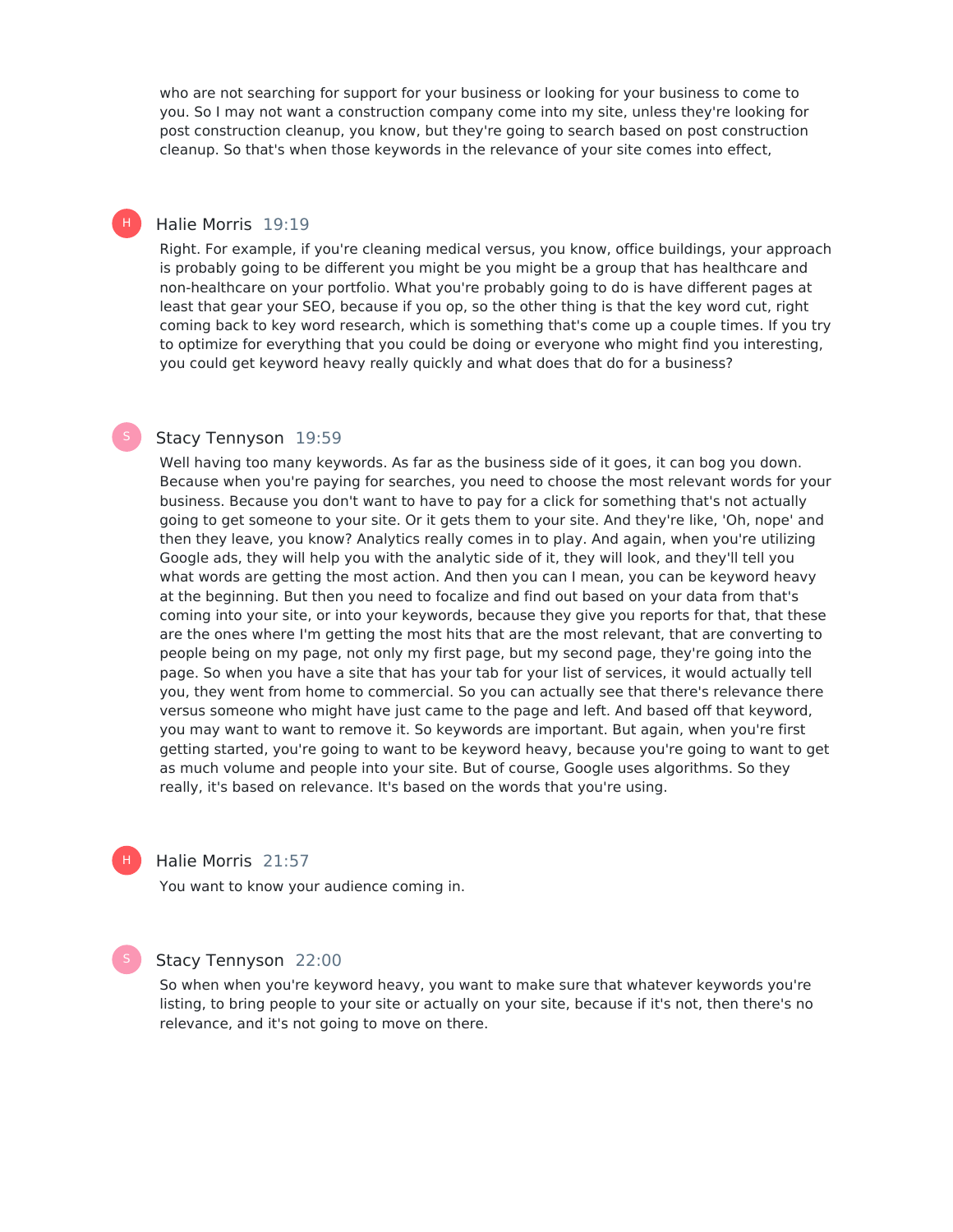who are not searching for support for your business or looking for your business to come to you. So I may not want a construction company come into my site, unless they're looking for post construction cleanup, you know, but they're going to search based on post construction cleanup. So that's when those keywords in the relevance of your site comes into effect,

**Halie Morris** 19:19

Right. For example, if you're cleaning medical versus, you know, office buildings, your approach is probably going to be different you might be you might be a group that has healthcare and non-healthcare on your portfolio. What you're probably going to do is have different pages at least that gear your SEO, because if you op, so the other thing is that the key word cut, right coming back to key word research, which is something that's come up a couple times. If you try to optimize for everything that you could be doing or everyone who might find you interesting, you could get keyword heavy really quickly and what does that do for a business?

**Stacy Tennyson** 19:59

Well having too many keywords. As far as the business side of it goes, it can bog you down. Because when you're paying for searches, you need to choose the most relevant words for your business. Because you don't want to have to pay for a click for something that's not actually going to get someone to your site. Or it gets them to your site. And they're like, 'Oh, nope' and then they leave, you know? Analytics really comes in to play. And again, when you're utilizing Google ads, they will help you with the analytic side of it, they will look, and they'll tell you what words are getting the most action. And then you can I mean, you can be keyword heavy at the beginning. But then you need to focalize and find out based on your data from that's coming into your site, or into your keywords, because they give you reports for that, that these are the ones where I'm getting the most hits that are the most relevant, that are converting to people being on my page, not only my first page, but my second page, they're going into the page. So when you have a site that has your tab for your list of services, it would actually tell you, they went from home to commercial. So you can actually see that there's relevance there versus someone who might have just came to the page and left. And based off that keyword, you may want to want to remove it. So keywords are important. But again, when you're first getting started, you're going to want to be keyword heavy, because you're going to want to get as much volume and people into your site. But of course, Google uses algorithms. So they really, it's based on relevance. It's based on the words that you're using.

**Halie Morris** 21:57

You want to know your audience coming in.

**Stacy Tennyson** 22:00

So when when you're keyword heavy, you want to make sure that whatever keywords you're listing, to bring people to your site or actually on your site, because if it's not, then there's no relevance, and it's not going to move on there.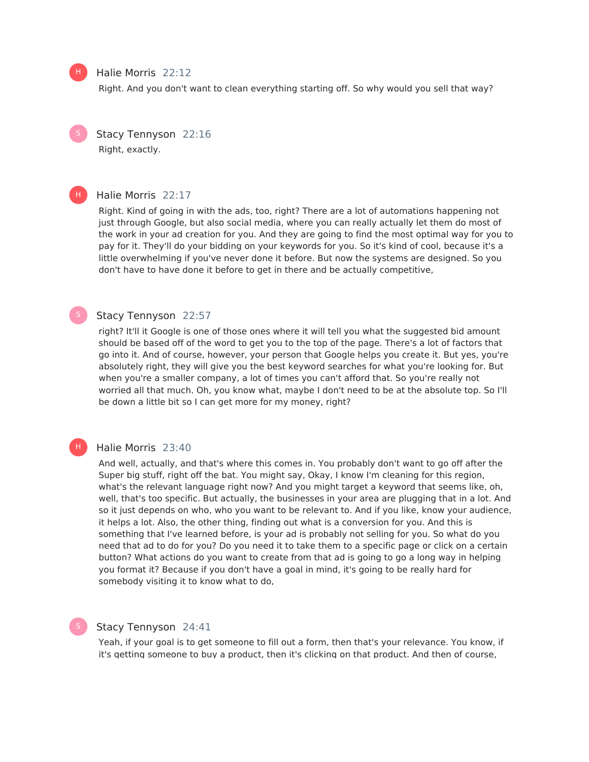Halie Morris 22:12

Right. And you don't want to clean everything starting off. So why would you sell that way?

Stacy Tennyson 22:16

Right, exactly.

Halie Morris 22:17

Right. Kind of going in with the ads, too, right? There are a lot of automations happening not just through Google, but also social media, where you can really actually let them do most of the work in your ad creation for you. And they are going to find the most optimal way for you to pay for it. They'll do your bidding on your keywords for you. So it's kind of cool, because it's a little overwhelming if you've never done it before. But now the systems are designed. So you don't have to have done it before to get in there and be actually competitive,

Stacy Tennyson 22:57

right? It'll it Google is one of those ones where it will tell you what the suggested bid amount should be based off of the word to get you to the top of the page. There's a lot of factors that go into it. And of course, however, your person that Google helps you create it. But yes, you're absolutely right, they will give you the best keyword searches for what you're looking for. But when you're a smaller company, a lot of times you can't afford that. So you're really not worried all that much. Oh, you know what, maybe I don't need to be at the absolute top. So I'll be down a little bit so I can get more for my money, right?

Halie Morris 23:40

And well, actually, and that's where this comes in. You probably don't want to go off after the Super big stuff, right off the bat. You might say, Okay, I know I'm cleaning for this region, what's the relevant language right now? And you might target a keyword that seems like, oh, well, that's too specific. But actually, the businesses in your area are plugging that in a lot. And so it just depends on who, who you want to be relevant to. And if you like, know your audience, it helps a lot. Also, the other thing, finding out what is a conversion for you. And this is something that I've learned before, is your ad is probably not selling for you. So what do you need that ad to do for you? Do you need it to take them to a specific page or click on a certain button? What actions do you want to create from that ad is going to go a long way in helping you format it? Because if you don't have a goal in mind, it's going to be really hard for somebody visiting it to know what to do,

Stacy Tennyson 24:41

Yeah, if your goal is to get someone to fill out a form, then that's your relevance. You know, if it's getting someone to buy a product, then it's clicking on that product. And then of course,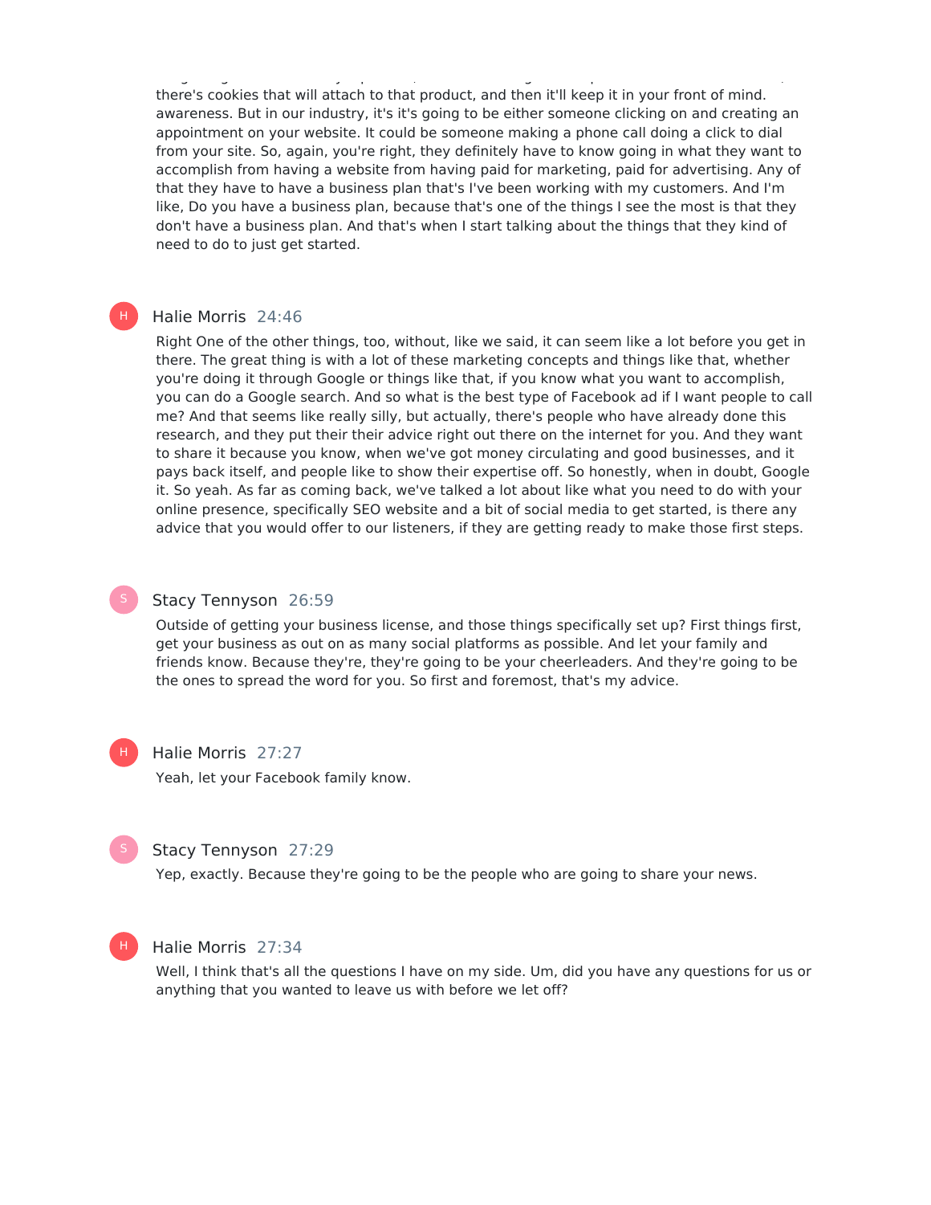there's cookies that will attach to that product, and then it'll keep it in your front of mind. awareness. But in our industry, it's it's going to be either someone clicking on and creating an appointment on your website. It could be someone making a phone call doing a click to dial from your site. So, again, you're right, they definitely have to know going in what they want to accomplish from having a website from having paid for marketing, paid for advertising. Any of that they have to have a business plan that's I've been working with my customers. And I'm like, Do you have a business plan, because that's one of the things I see the most is that they don't have a business plan. And that's when I start talking about the things that they kind of need to do to just get started.

H Halie Morris 24:46

Right One of the other things, too, without, like we said, it can seem like a lot before you get in there. The great thing is with a lot of these marketing concepts and things like that, whether you're doing it through Google or things like that, if you know what you want to accomplish, you can do a Google search. And so what is the best type of Facebook ad if I want people to call me? And that seems like really silly, but actually, there's people who have already done this research, and they put their their advice right out there on the internet for you. And they want to share it because you know, when we've got money circulating and good businesses, and it pays back itself, and people like to show their expertise off. So honestly, when in doubt, Google it. So yeah. As far as coming back, we've talked a lot about like what you need to do with your online presence, specifically SEO website and a bit of social media to get started, is there any advice that you would offer to our listeners, if they are getting ready to make those first steps.

S Stacy Tennyson 26:59

Outside of getting your business license, and those things specifically set up? First things first, get your business as out on as many social platforms as possible. And let your family and friends know. Because they're, they're going to be your cheerleaders. And they're going to be the ones to spread the word for you. So first and foremost, that's my advice.

H Halie Morris 27:27

Yeah, let your Facebook family know.

S Stacy Tennyson 27:29

Yep, exactly. Because they're going to be the people who are going to share your news.

H Halie Morris 27:34

Well, I think that's all the questions I have on my side. Um, did you have any questions for us or anything that you wanted to leave us with before we let off?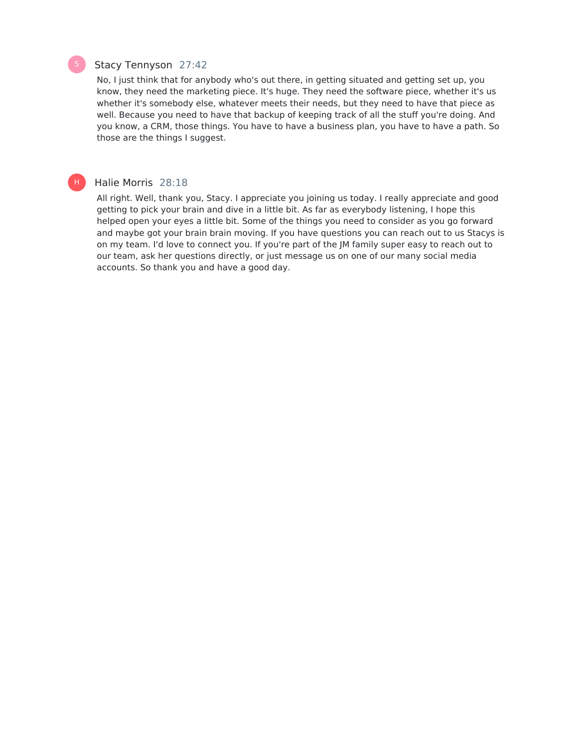S Stacy Tennyson 27:42

No, I just think that for anybody who's out there, in getting situated and getting set up, you know, they need the marketing piece. It's huge. They need the software piece, whether it's us whether it's somebody else, whatever meets their needs, but they need to have that piece as well. Because you need to have that backup of keeping track of all the stuff you're doing. And you know, a CRM, those things. You have to have a business plan, you have to have a path. So those are the things I suggest.

H Halie Morris 28:18

All right. Well, thank you, Stacy. I appreciate you joining us today. I really appreciate and good getting to pick your brain and dive in a little bit. As far as everybody listening, I hope this helped open your eyes a little bit. Some of the things you need to consider as you go forward and maybe got your brain brain moving. If you have questions you can reach out to us Stacys is on my team. I'd love to connect you. If you're part of the JM family super easy to reach out to our team, ask her questions directly, or just message us on one of our many social media accounts. So thank you and have a good day.